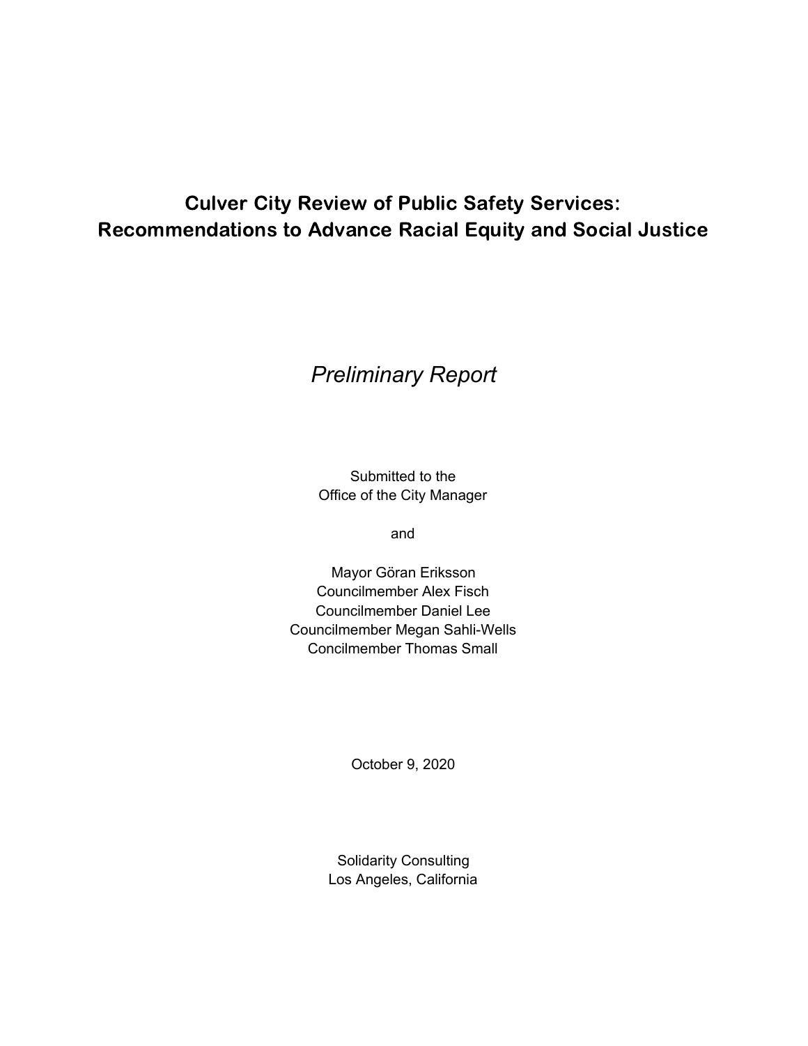# Culver City Review of Public Safety Services: Recommendations to Advance Racial Equity and Social Justice

*Preliminary Report*

Submitted to the
Office of the City Manager

and

Mayor Göran Eriksson
Councilmember Alex Fisch
Councilmember Daniel Lee
Councilmember Megan Sahli-Wells
Concilmember Thomas Small

October 9, 2020

Solidarity Consulting
Los Angeles, California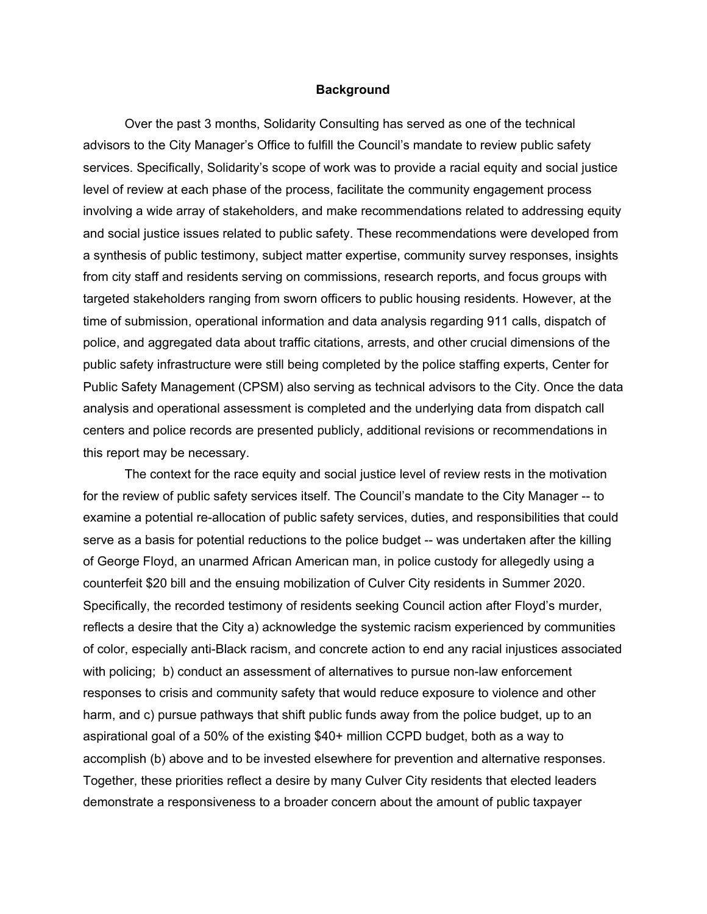**Background**

Over the past 3 months, Solidarity Consulting has served as one of the technical advisors to the City Manager's Office to fulfill the Council's mandate to review public safety services. Specifically, Solidarity's scope of work was to provide a racial equity and social justice level of review at each phase of the process, facilitate the community engagement process involving a wide array of stakeholders, and make recommendations related to addressing equity and social justice issues related to public safety. These recommendations were developed from a synthesis of public testimony, subject matter expertise, community survey responses, insights from city staff and residents serving on commissions, research reports, and focus groups with targeted stakeholders ranging from sworn officers to public housing residents. However, at the time of submission, operational information and data analysis regarding 911 calls, dispatch of police, and aggregated data about traffic citations, arrests, and other crucial dimensions of the public safety infrastructure were still being completed by the police staffing experts, Center for Public Safety Management (CPSM) also serving as technical advisors to the City. Once the data analysis and operational assessment is completed and the underlying data from dispatch call centers and police records are presented publicly, additional revisions or recommendations in this report may be necessary.

The context for the race equity and social justice level of review rests in the motivation for the review of public safety services itself. The Council's mandate to the City Manager -- to examine a potential re-allocation of public safety services, duties, and responsibilities that could serve as a basis for potential reductions to the police budget -- was undertaken after the killing of George Floyd, an unarmed African American man, in police custody for allegedly using a counterfeit $20 bill and the ensuing mobilization of Culver City residents in Summer 2020. Specifically, the recorded testimony of residents seeking Council action after Floyd's murder, reflects a desire that the City a) acknowledge the systemic racism experienced by communities of color, especially anti-Black racism, and concrete action to end any racial injustices associated with policing; b) conduct an assessment of alternatives to pursue non-law enforcement responses to crisis and community safety that would reduce exposure to violence and other harm, and c) pursue pathways that shift public funds away from the police budget, up to an aspirational goal of a 50% of the existing $40+ million CCPD budget, both as a way to accomplish (b) above and to be invested elsewhere for prevention and alternative responses. Together, these priorities reflect a desire by many Culver City residents that elected leaders demonstrate a responsiveness to a broader concern about the amount of public taxpayer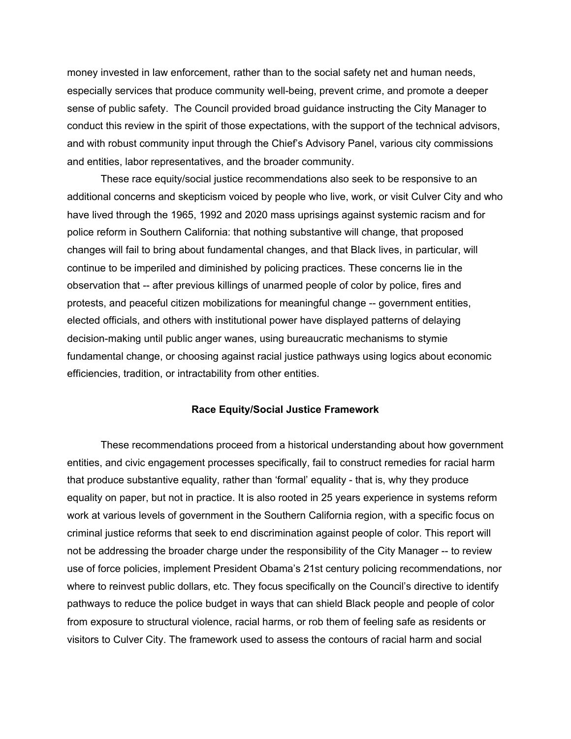money invested in law enforcement, rather than to the social safety net and human needs, especially services that produce community well-being, prevent crime, and promote a deeper sense of public safety. The Council provided broad guidance instructing the City Manager to conduct this review in the spirit of those expectations, with the support of the technical advisors, and with robust community input through the Chief's Advisory Panel, various city commissions and entities, labor representatives, and the broader community.

These race equity/social justice recommendations also seek to be responsive to an additional concerns and skepticism voiced by people who live, work, or visit Culver City and who have lived through the 1965, 1992 and 2020 mass uprisings against systemic racism and for police reform in Southern California: that nothing substantive will change, that proposed changes will fail to bring about fundamental changes, and that Black lives, in particular, will continue to be imperiled and diminished by policing practices. These concerns lie in the observation that -- after previous killings of unarmed people of color by police, fires and protests, and peaceful citizen mobilizations for meaningful change -- government entities, elected officials, and others with institutional power have displayed patterns of delaying decision-making until public anger wanes, using bureaucratic mechanisms to stymie fundamental change, or choosing against racial justice pathways using logics about economic efficiencies, tradition, or intractability from other entities.

## Race Equity/Social Justice Framework

These recommendations proceed from a historical understanding about how government entities, and civic engagement processes specifically, fail to construct remedies for racial harm that produce substantive equality, rather than 'formal' equality - that is, why they produce equality on paper, but not in practice. It is also rooted in 25 years experience in systems reform work at various levels of government in the Southern California region, with a specific focus on criminal justice reforms that seek to end discrimination against people of color. This report will not be addressing the broader charge under the responsibility of the City Manager -- to review use of force policies, implement President Obama's 21st century policing recommendations, nor where to reinvest public dollars, etc. They focus specifically on the Council's directive to identify pathways to reduce the police budget in ways that can shield Black people and people of color from exposure to structural violence, racial harms, or rob them of feeling safe as residents or visitors to Culver City. The framework used to assess the contours of racial harm and social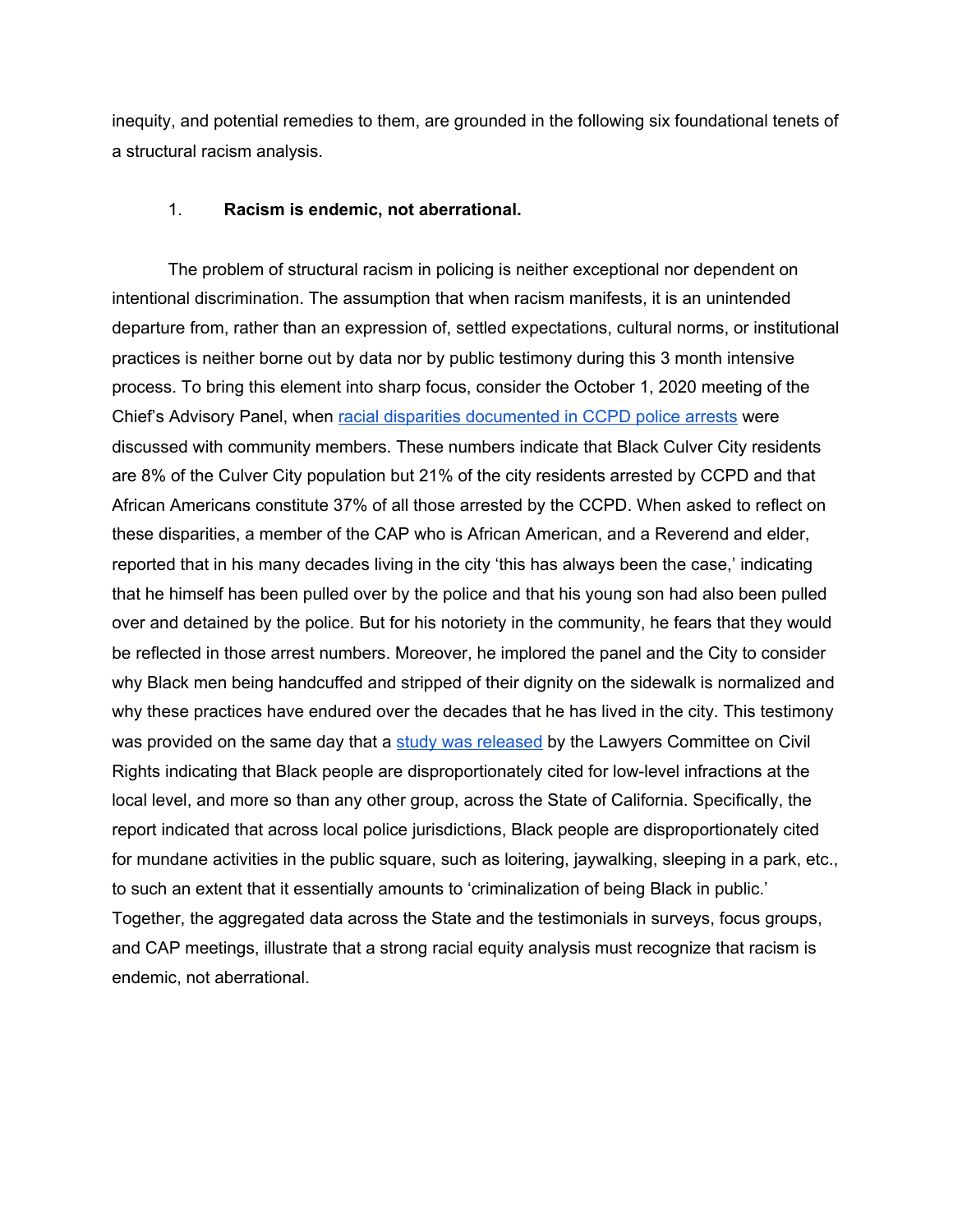inequity, and potential remedies to them, are grounded in the following six foundational tenets of a structural racism analysis.

1. **Racism is endemic, not aberrational.**

The problem of structural racism in policing is neither exceptional nor dependent on intentional discrimination. The assumption that when racism manifests, it is an unintended departure from, rather than an expression of, settled expectations, cultural norms, or institutional practices is neither borne out by data nor by public testimony during this 3 month intensive process. To bring this element into sharp focus, consider the October 1, 2020 meeting of the Chief's Advisory Panel, when racial disparities documented in CCPD police arrests were discussed with community members. These numbers indicate that Black Culver City residents are 8% of the Culver City population but 21% of the city residents arrested by CCPD and that African Americans constitute 37% of all those arrested by the CCPD. When asked to reflect on these disparities, a member of the CAP who is African American, and a Reverend and elder, reported that in his many decades living in the city 'this has always been the case,' indicating that he himself has been pulled over by the police and that his young son had also been pulled over and detained by the police. But for his notoriety in the community, he fears that they would be reflected in those arrest numbers. Moreover, he implored the panel and the City to consider why Black men being handcuffed and stripped of their dignity on the sidewalk is normalized and why these practices have endured over the decades that he has lived in the city. This testimony was provided on the same day that a study was released by the Lawyers Committee on Civil Rights indicating that Black people are disproportionately cited for low-level infractions at the local level, and more so than any other group, across the State of California. Specifically, the report indicated that across local police jurisdictions, Black people are disproportionately cited for mundane activities in the public square, such as loitering, jaywalking, sleeping in a park, etc., to such an extent that it essentially amounts to 'criminalization of being Black in public.' Together, the aggregated data across the State and the testimonials in surveys, focus groups, and CAP meetings, illustrate that a strong racial equity analysis must recognize that racism is endemic, not aberrational.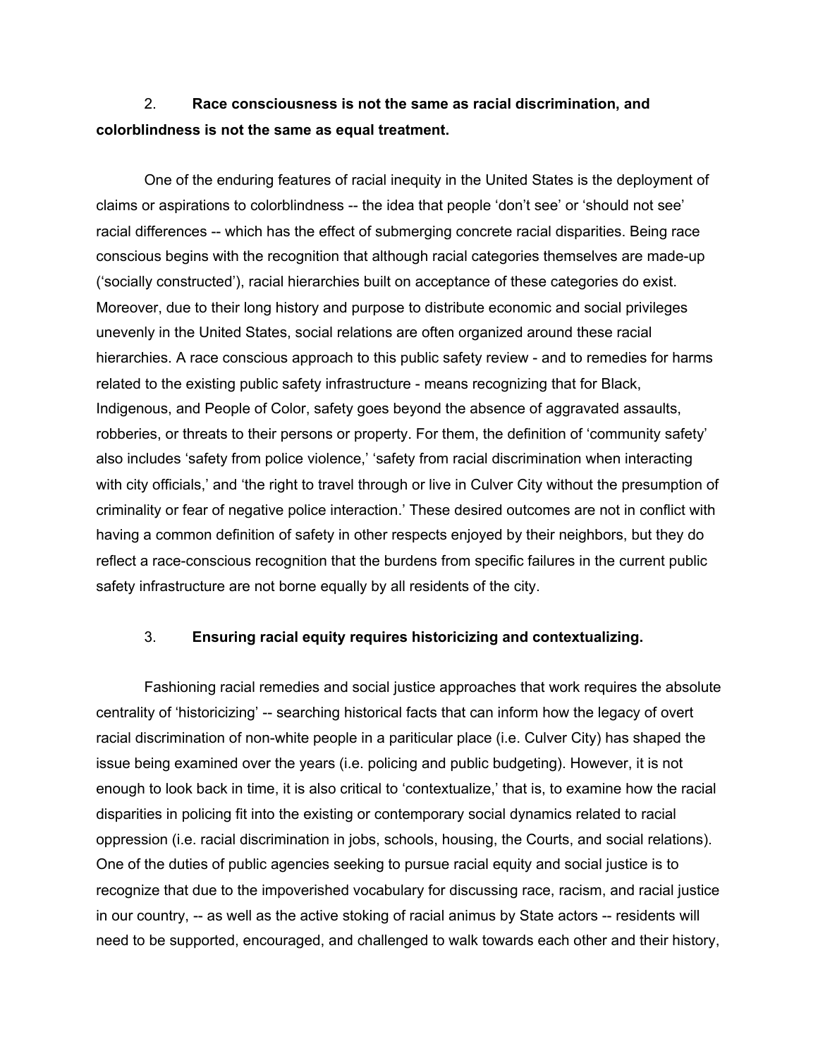2. **Race consciousness is not the same as racial discrimination, and colorblindness is not the same as equal treatment.**

One of the enduring features of racial inequity in the United States is the deployment of claims or aspirations to colorblindness -- the idea that people 'don't see' or 'should not see' racial differences -- which has the effect of submerging concrete racial disparities. Being race conscious begins with the recognition that although racial categories themselves are made-up ('socially constructed'), racial hierarchies built on acceptance of these categories do exist. Moreover, due to their long history and purpose to distribute economic and social privileges unevenly in the United States, social relations are often organized around these racial hierarchies. A race conscious approach to this public safety review - and to remedies for harms related to the existing public safety infrastructure - means recognizing that for Black, Indigenous, and People of Color, safety goes beyond the absence of aggravated assaults, robberies, or threats to their persons or property. For them, the definition of 'community safety' also includes 'safety from police violence,' 'safety from racial discrimination when interacting with city officials,' and 'the right to travel through or live in Culver City without the presumption of criminality or fear of negative police interaction.' These desired outcomes are not in conflict with having a common definition of safety in other respects enjoyed by their neighbors, but they do reflect a race-conscious recognition that the burdens from specific failures in the current public safety infrastructure are not borne equally by all residents of the city.

3. **Ensuring racial equity requires historicizing and contextualizing.**

Fashioning racial remedies and social justice approaches that work requires the absolute centrality of 'historicizing' -- searching historical facts that can inform how the legacy of overt racial discrimination of non-white people in a pariticular place (i.e. Culver City) has shaped the issue being examined over the years (i.e. policing and public budgeting). However, it is not enough to look back in time, it is also critical to 'contextualize,' that is, to examine how the racial disparities in policing fit into the existing or contemporary social dynamics related to racial oppression (i.e. racial discrimination in jobs, schools, housing, the Courts, and social relations). One of the duties of public agencies seeking to pursue racial equity and social justice is to recognize that due to the impoverished vocabulary for discussing race, racism, and racial justice in our country, -- as well as the active stoking of racial animus by State actors -- residents will need to be supported, encouraged, and challenged to walk towards each other and their history,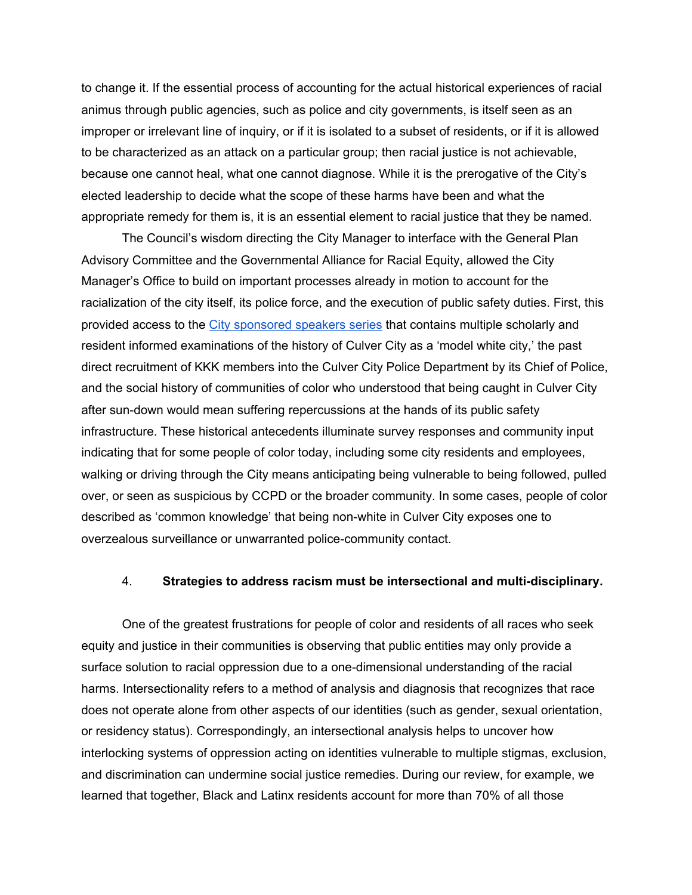to change it. If the essential process of accounting for the actual historical experiences of racial animus through public agencies, such as police and city governments, is itself seen as an improper or irrelevant line of inquiry, or if it is isolated to a subset of residents, or if it is allowed to be characterized as an attack on a particular group; then racial justice is not achievable, because one cannot heal, what one cannot diagnose. While it is the prerogative of the City's elected leadership to decide what the scope of these harms have been and what the appropriate remedy for them is, it is an essential element to racial justice that they be named.

The Council's wisdom directing the City Manager to interface with the General Plan Advisory Committee and the Governmental Alliance for Racial Equity, allowed the City Manager's Office to build on important processes already in motion to account for the racialization of the city itself, its police force, and the execution of public safety duties. First, this provided access to the City sponsored speakers series that contains multiple scholarly and resident informed examinations of the history of Culver City as a 'model white city,' the past direct recruitment of KKK members into the Culver City Police Department by its Chief of Police, and the social history of communities of color who understood that being caught in Culver City after sun-down would mean suffering repercussions at the hands of its public safety infrastructure. These historical antecedents illuminate survey responses and community input indicating that for some people of color today, including some city residents and employees, walking or driving through the City means anticipating being vulnerable to being followed, pulled over, or seen as suspicious by CCPD or the broader community. In some cases, people of color described as 'common knowledge' that being non-white in Culver City exposes one to overzealous surveillance or unwarranted police-community contact.

4. **Strategies to address racism must be intersectional and multi-disciplinary.**

One of the greatest frustrations for people of color and residents of all races who seek equity and justice in their communities is observing that public entities may only provide a surface solution to racial oppression due to a one-dimensional understanding of the racial harms. Intersectionality refers to a method of analysis and diagnosis that recognizes that race does not operate alone from other aspects of our identities (such as gender, sexual orientation, or residency status). Correspondingly, an intersectional analysis helps to uncover how interlocking systems of oppression acting on identities vulnerable to multiple stigmas, exclusion, and discrimination can undermine social justice remedies. During our review, for example, we learned that together, Black and Latinx residents account for more than 70% of all those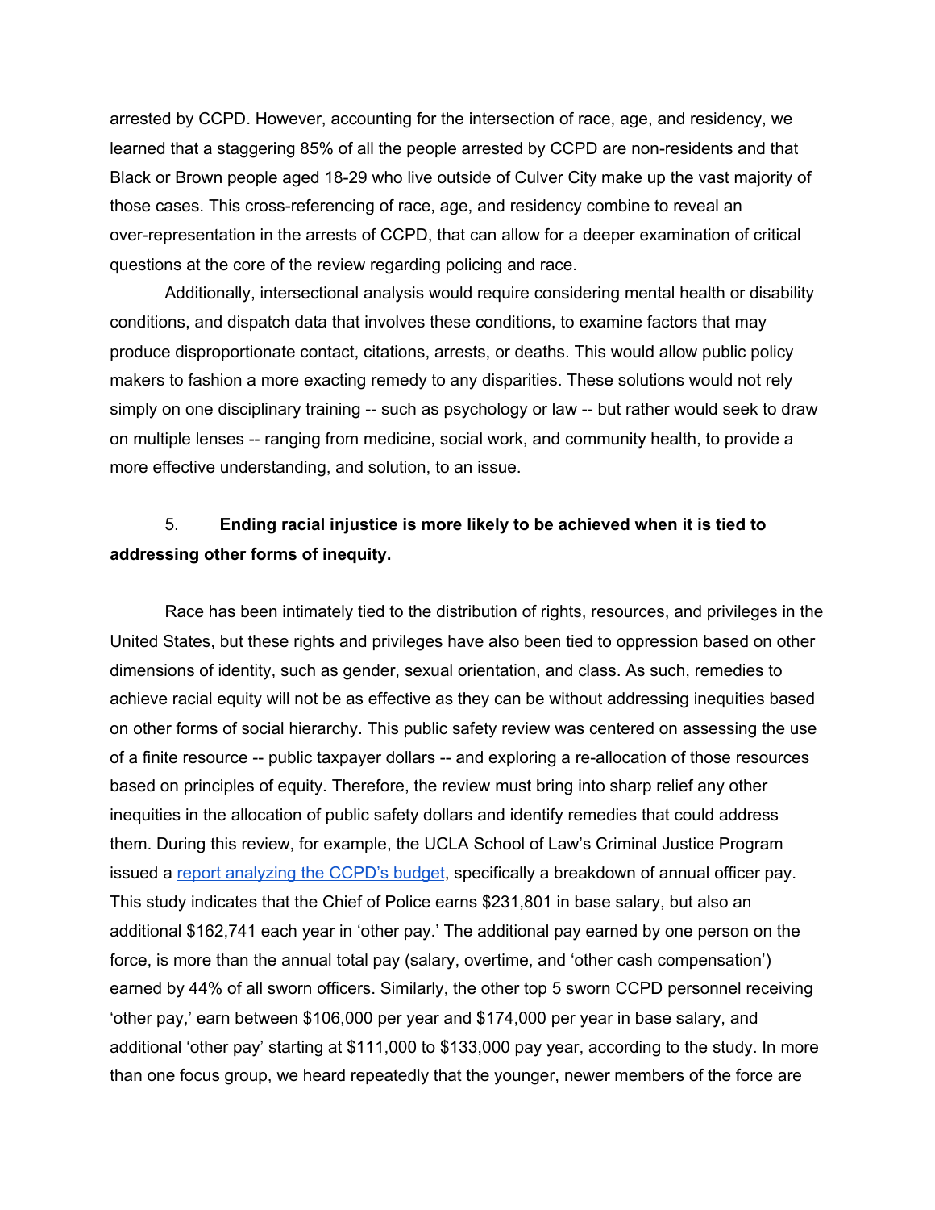arrested by CCPD. However, accounting for the intersection of race, age, and residency, we learned that a staggering 85% of all the people arrested by CCPD are non-residents and that Black or Brown people aged 18-29 who live outside of Culver City make up the vast majority of those cases. This cross-referencing of race, age, and residency combine to reveal an over-representation in the arrests of CCPD, that can allow for a deeper examination of critical questions at the core of the review regarding policing and race.

Additionally, intersectional analysis would require considering mental health or disability conditions, and dispatch data that involves these conditions, to examine factors that may produce disproportionate contact, citations, arrests, or deaths. This would allow public policy makers to fashion a more exacting remedy to any disparities. These solutions would not rely simply on one disciplinary training -- such as psychology or law -- but rather would seek to draw on multiple lenses -- ranging from medicine, social work, and community health, to provide a more effective understanding, and solution, to an issue.

5. **Ending racial injustice is more likely to be achieved when it is tied to addressing other forms of inequity.**

Race has been intimately tied to the distribution of rights, resources, and privileges in the United States, but these rights and privileges have also been tied to oppression based on other dimensions of identity, such as gender, sexual orientation, and class. As such, remedies to achieve racial equity will not be as effective as they can be without addressing inequities based on other forms of social hierarchy. This public safety review was centered on assessing the use of a finite resource -- public taxpayer dollars -- and exploring a re-allocation of those resources based on principles of equity. Therefore, the review must bring into sharp relief any other inequities in the allocation of public safety dollars and identify remedies that could address them. During this review, for example, the UCLA School of Law's Criminal Justice Program issued a report analyzing the CCPD's budget, specifically a breakdown of annual officer pay. This study indicates that the Chief of Police earns $231,801 in base salary, but also an additional $162,741 each year in 'other pay.' The additional pay earned by one person on the force, is more than the annual total pay (salary, overtime, and 'other cash compensation') earned by 44% of all sworn officers. Similarly, the other top 5 sworn CCPD personnel receiving 'other pay,' earn between $106,000 per year and $174,000 per year in base salary, and additional 'other pay' starting at $111,000 to $133,000 pay year, according to the study. In more than one focus group, we heard repeatedly that the younger, newer members of the force are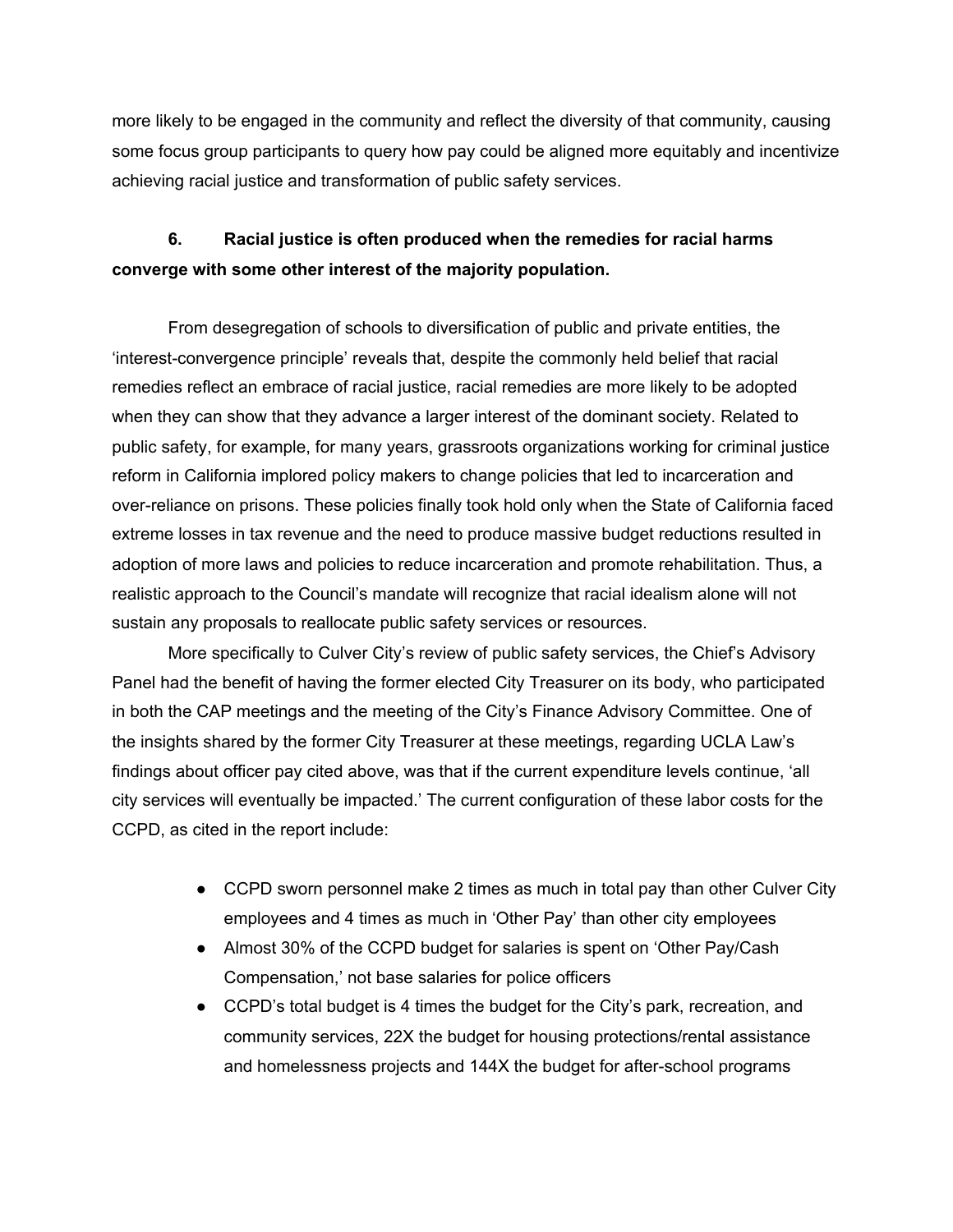more likely to be engaged in the community and reflect the diversity of that community, causing some focus group participants to query how pay could be aligned more equitably and incentivize achieving racial justice and transformation of public safety services.

**6. Racial justice is often produced when the remedies for racial harms converge with some other interest of the majority population.**

From desegregation of schools to diversification of public and private entities, the 'interest-convergence principle' reveals that, despite the commonly held belief that racial remedies reflect an embrace of racial justice, racial remedies are more likely to be adopted when they can show that they advance a larger interest of the dominant society. Related to public safety, for example, for many years, grassroots organizations working for criminal justice reform in California implored policy makers to change policies that led to incarceration and over-reliance on prisons. These policies finally took hold only when the State of California faced extreme losses in tax revenue and the need to produce massive budget reductions resulted in adoption of more laws and policies to reduce incarceration and promote rehabilitation. Thus, a realistic approach to the Council's mandate will recognize that racial idealism alone will not sustain any proposals to reallocate public safety services or resources.

More specifically to Culver City's review of public safety services, the Chief's Advisory Panel had the benefit of having the former elected City Treasurer on its body, who participated in both the CAP meetings and the meeting of the City's Finance Advisory Committee. One of the insights shared by the former City Treasurer at these meetings, regarding UCLA Law's findings about officer pay cited above, was that if the current expenditure levels continue, 'all city services will eventually be impacted.' The current configuration of these labor costs for the CCPD, as cited in the report include:

- CCPD sworn personnel make 2 times as much in total pay than other Culver City employees and 4 times as much in 'Other Pay' than other city employees
- Almost 30% of the CCPD budget for salaries is spent on 'Other Pay/Cash Compensation,' not base salaries for police officers
- CCPD's total budget is 4 times the budget for the City's park, recreation, and community services, 22X the budget for housing protections/rental assistance and homelessness projects and 144X the budget for after-school programs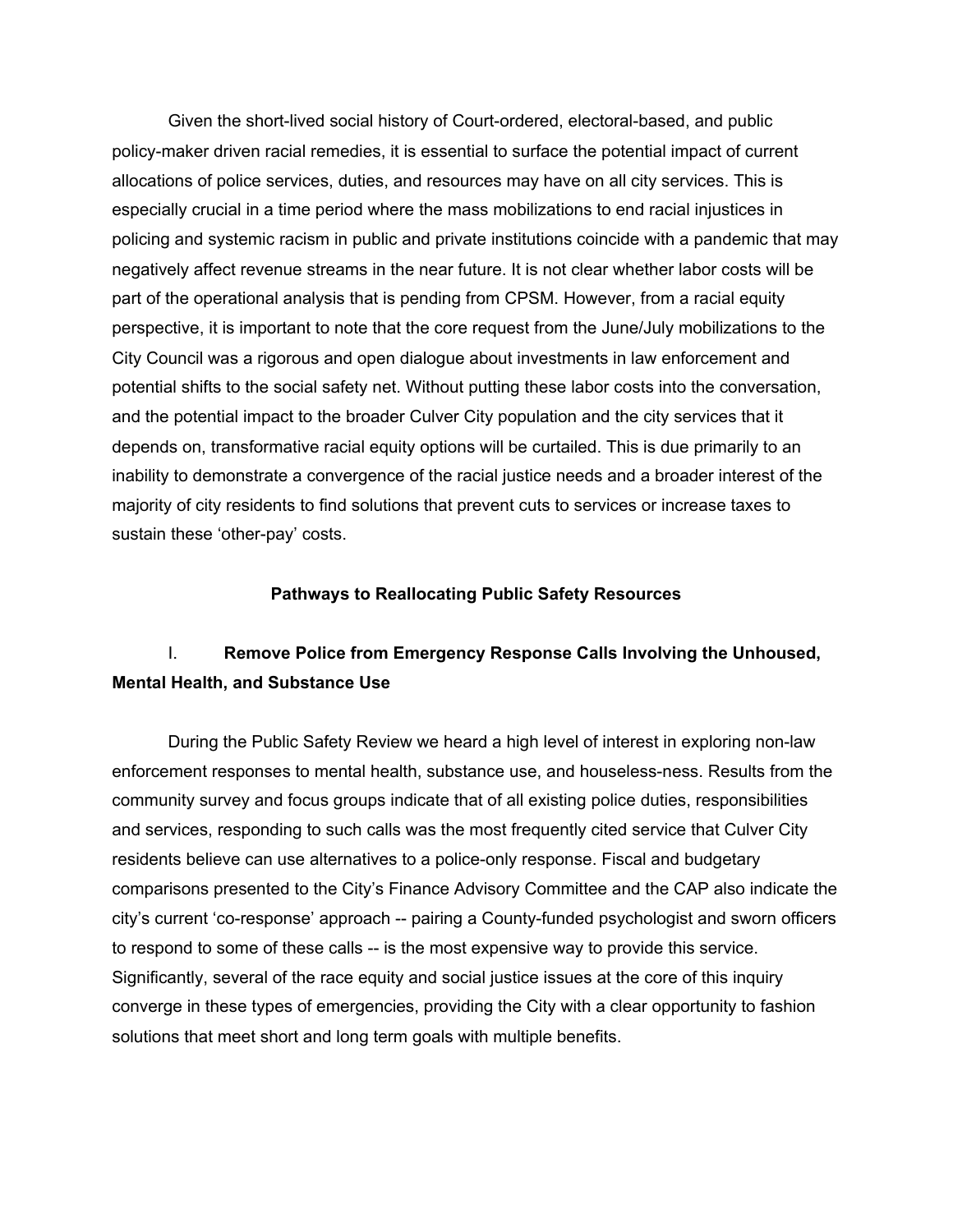Given the short-lived social history of Court-ordered, electoral-based, and public policy-maker driven racial remedies, it is essential to surface the potential impact of current allocations of police services, duties, and resources may have on all city services. This is especially crucial in a time period where the mass mobilizations to end racial injustices in policing and systemic racism in public and private institutions coincide with a pandemic that may negatively affect revenue streams in the near future. It is not clear whether labor costs will be part of the operational analysis that is pending from CPSM. However, from a racial equity perspective, it is important to note that the core request from the June/July mobilizations to the City Council was a rigorous and open dialogue about investments in law enforcement and potential shifts to the social safety net. Without putting these labor costs into the conversation, and the potential impact to the broader Culver City population and the city services that it depends on, transformative racial equity options will be curtailed. This is due primarily to an inability to demonstrate a convergence of the racial justice needs and a broader interest of the majority of city residents to find solutions that prevent cuts to services or increase taxes to sustain these 'other-pay' costs.

## Pathways to Reallocating Public Safety Resources

### I. Remove Police from Emergency Response Calls Involving the Unhoused, Mental Health, and Substance Use

During the Public Safety Review we heard a high level of interest in exploring non-law enforcement responses to mental health, substance use, and houseless-ness. Results from the community survey and focus groups indicate that of all existing police duties, responsibilities and services, responding to such calls was the most frequently cited service that Culver City residents believe can use alternatives to a police-only response. Fiscal and budgetary comparisons presented to the City's Finance Advisory Committee and the CAP also indicate the city's current 'co-response' approach -- pairing a County-funded psychologist and sworn officers to respond to some of these calls -- is the most expensive way to provide this service. Significantly, several of the race equity and social justice issues at the core of this inquiry converge in these types of emergencies, providing the City with a clear opportunity to fashion solutions that meet short and long term goals with multiple benefits.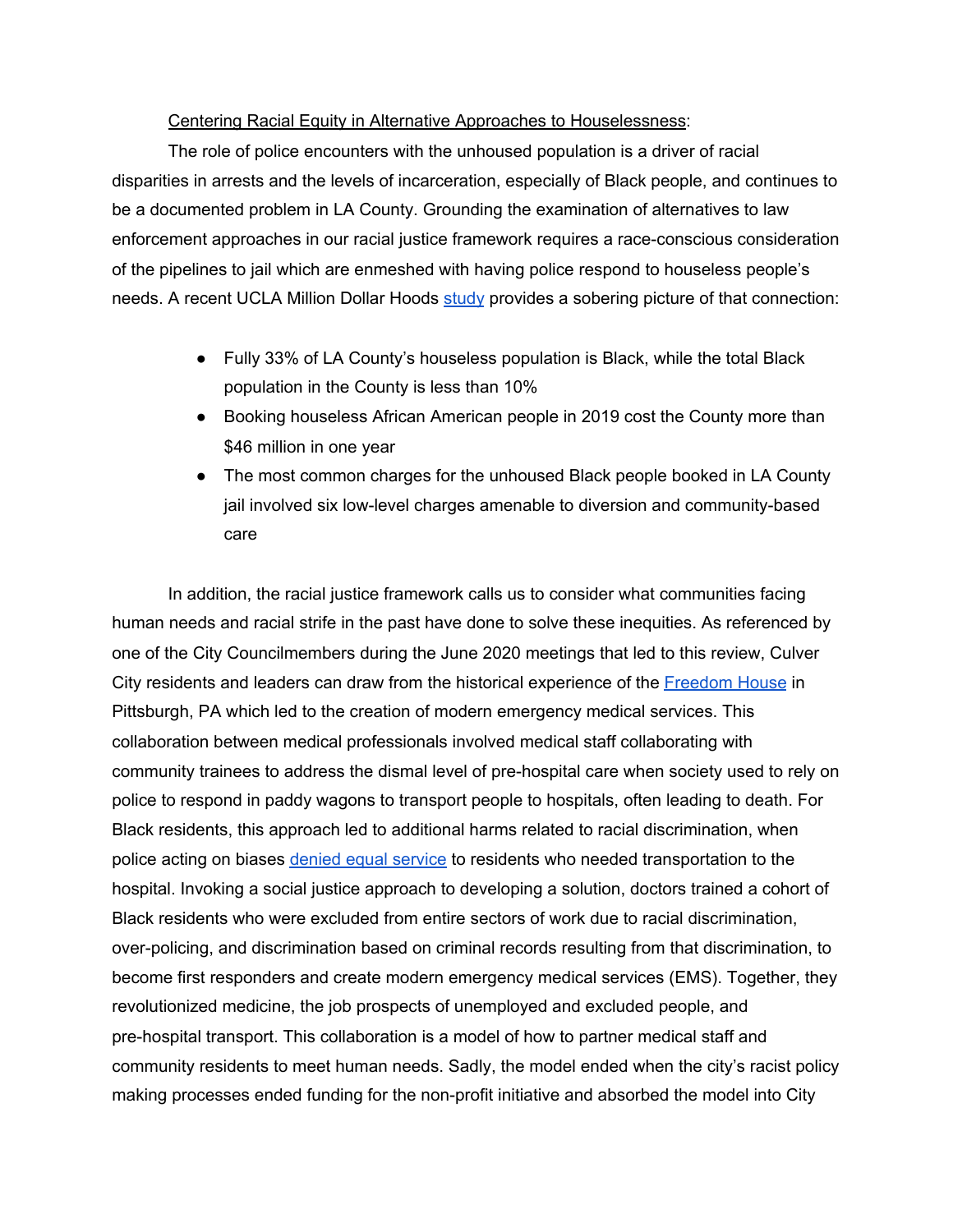<u>Centering Racial Equity in Alternative Approaches to Houselessness</u>:

The role of police encounters with the unhoused population is a driver of racial disparities in arrests and the levels of incarceration, especially of Black people, and continues to be a documented problem in LA County. Grounding the examination of alternatives to law enforcement approaches in our racial justice framework requires a race-conscious consideration of the pipelines to jail which are enmeshed with having police respond to houseless people's needs. A recent UCLA Million Dollar Hoods [study](#) provides a sobering picture of that connection:

- Fully 33% of LA County's houseless population is Black, while the total Black population in the County is less than 10%
- Booking houseless African American people in 2019 cost the County more than $46 million in one year
- The most common charges for the unhoused Black people booked in LA County jail involved six low-level charges amenable to diversion and community-based care

In addition, the racial justice framework calls us to consider what communities facing human needs and racial strife in the past have done to solve these inequities. As referenced by one of the City Councilmembers during the June 2020 meetings that led to this review, Culver City residents and leaders can draw from the historical experience of the [Freedom House](#) in Pittsburgh, PA which led to the creation of modern emergency medical services. This collaboration between medical professionals involved medical staff collaborating with community trainees to address the dismal level of pre-hospital care when society used to rely on police to respond in paddy wagons to transport people to hospitals, often leading to death. For Black residents, this approach led to additional harms related to racial discrimination, when police acting on biases [denied equal service](#) to residents who needed transportation to the hospital. Invoking a social justice approach to developing a solution, doctors trained a cohort of Black residents who were excluded from entire sectors of work due to racial discrimination, over-policing, and discrimination based on criminal records resulting from that discrimination, to become first responders and create modern emergency medical services (EMS). Together, they revolutionized medicine, the job prospects of unemployed and excluded people, and pre-hospital transport. This collaboration is a model of how to partner medical staff and community residents to meet human needs. Sadly, the model ended when the city's racist policy making processes ended funding for the non-profit initiative and absorbed the model into City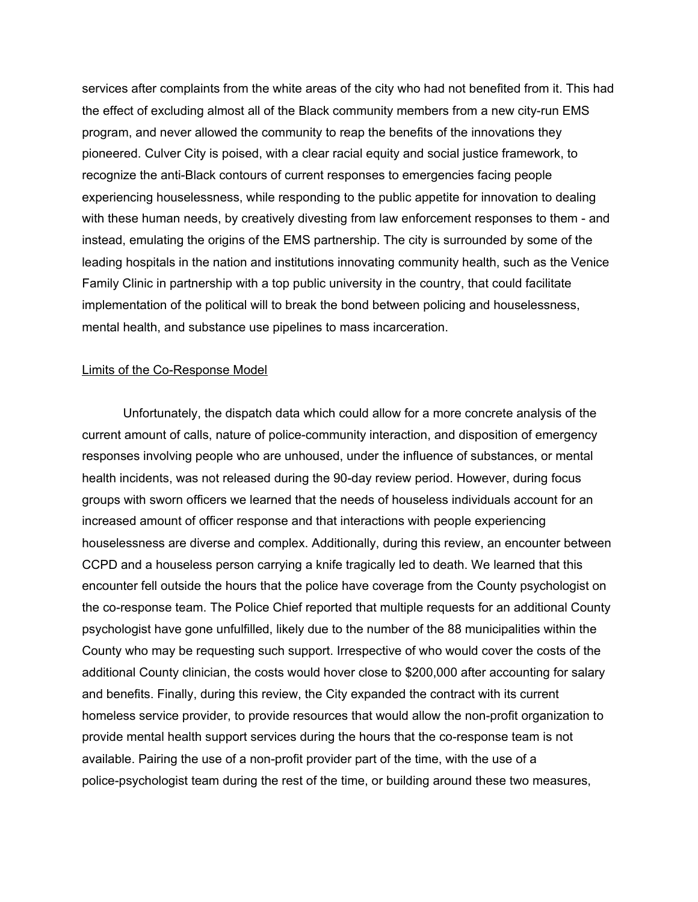services after complaints from the white areas of the city who had not benefited from it. This had the effect of excluding almost all of the Black community members from a new city-run EMS program, and never allowed the community to reap the benefits of the innovations they pioneered. Culver City is poised, with a clear racial equity and social justice framework, to recognize the anti-Black contours of current responses to emergencies facing people experiencing houselessness, while responding to the public appetite for innovation to dealing with these human needs, by creatively divesting from law enforcement responses to them - and instead, emulating the origins of the EMS partnership. The city is surrounded by some of the leading hospitals in the nation and institutions innovating community health, such as the Venice Family Clinic in partnership with a top public university in the country, that could facilitate implementation of the political will to break the bond between policing and houselessness, mental health, and substance use pipelines to mass incarceration.

<u>Limits of the Co-Response Model</u>

Unfortunately, the dispatch data which could allow for a more concrete analysis of the current amount of calls, nature of police-community interaction, and disposition of emergency responses involving people who are unhoused, under the influence of substances, or mental health incidents, was not released during the 90-day review period. However, during focus groups with sworn officers we learned that the needs of houseless individuals account for an increased amount of officer response and that interactions with people experiencing houselessness are diverse and complex. Additionally, during this review, an encounter between CCPD and a houseless person carrying a knife tragically led to death. We learned that this encounter fell outside the hours that the police have coverage from the County psychologist on the co-response team. The Police Chief reported that multiple requests for an additional County psychologist have gone unfulfilled, likely due to the number of the 88 municipalities within the County who may be requesting such support. Irrespective of who would cover the costs of the additional County clinician, the costs would hover close to $200,000 after accounting for salary and benefits. Finally, during this review, the City expanded the contract with its current homeless service provider, to provide resources that would allow the non-profit organization to provide mental health support services during the hours that the co-response team is not available. Pairing the use of a non-profit provider part of the time, with the use of a police-psychologist team during the rest of the time, or building around these two measures,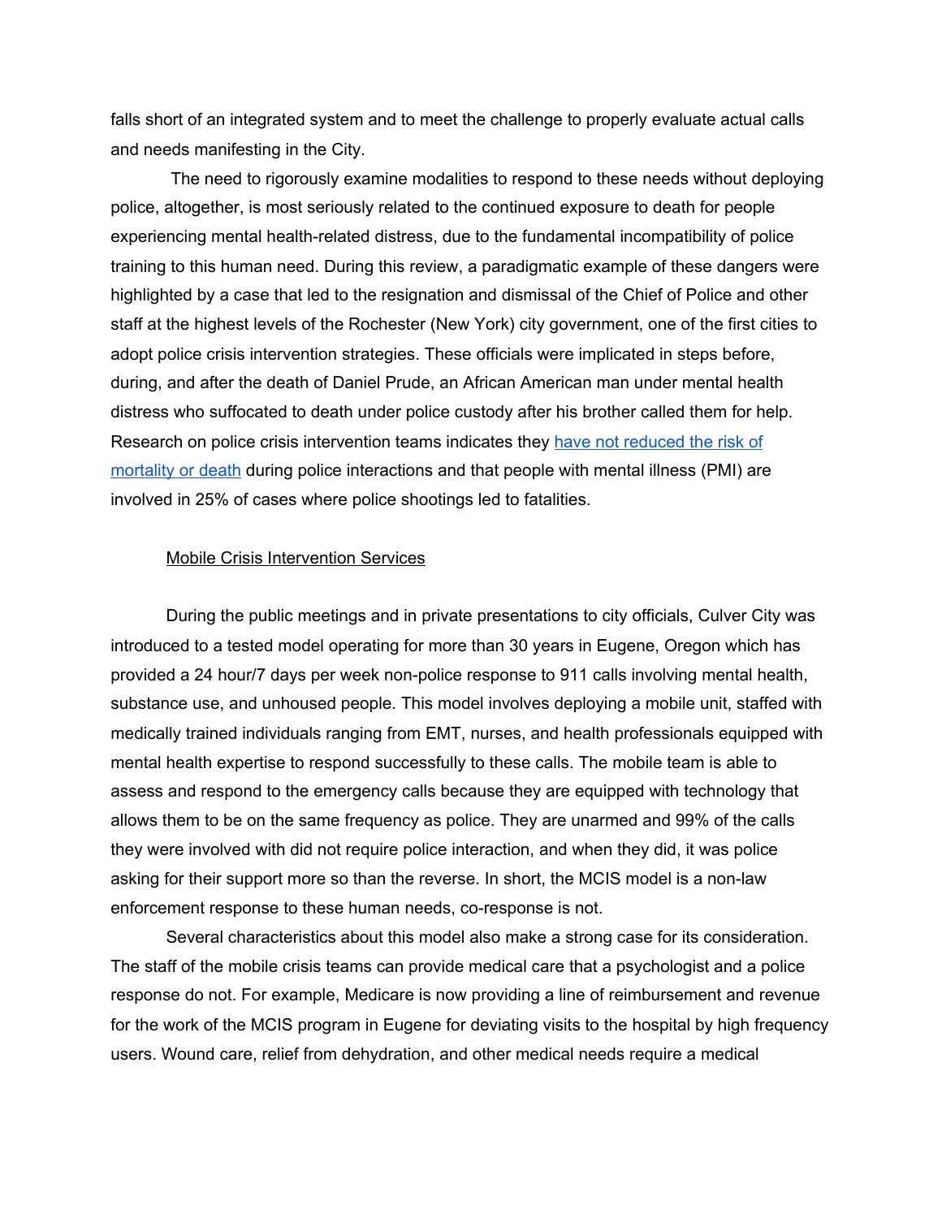falls short of an integrated system and to meet the challenge to properly evaluate actual calls and needs manifesting in the City.

The need to rigorously examine modalities to respond to these needs without deploying police, altogether, is most seriously related to the continued exposure to death for people experiencing mental health-related distress, due to the fundamental incompatibility of police training to this human need. During this review, a paradigmatic example of these dangers were highlighted by a case that led to the resignation and dismissal of the Chief of Police and other staff at the highest levels of the Rochester (New York) city government, one of the first cities to adopt police crisis intervention strategies. These officials were implicated in steps before, during, and after the death of Daniel Prude, an African American man under mental health distress who suffocated to death under police custody after his brother called them for help. Research on police crisis intervention teams indicates they have not reduced the risk of mortality or death during police interactions and that people with mental illness (PMI) are involved in 25% of cases where police shootings led to fatalities.

<u>Mobile Crisis Intervention Services</u>

During the public meetings and in private presentations to city officials, Culver City was introduced to a tested model operating for more than 30 years in Eugene, Oregon which has provided a 24 hour/7 days per week non-police response to 911 calls involving mental health, substance use, and unhoused people. This model involves deploying a mobile unit, staffed with medically trained individuals ranging from EMT, nurses, and health professionals equipped with mental health expertise to respond successfully to these calls. The mobile team is able to assess and respond to the emergency calls because they are equipped with technology that allows them to be on the same frequency as police. They are unarmed and 99% of the calls they were involved with did not require police interaction, and when they did, it was police asking for their support more so than the reverse. In short, the MCIS model is a non-law enforcement response to these human needs, co-response is not.

Several characteristics about this model also make a strong case for its consideration. The staff of the mobile crisis teams can provide medical care that a psychologist and a police response do not. For example, Medicare is now providing a line of reimbursement and revenue for the work of the MCIS program in Eugene for deviating visits to the hospital by high frequency users. Wound care, relief from dehydration, and other medical needs require a medical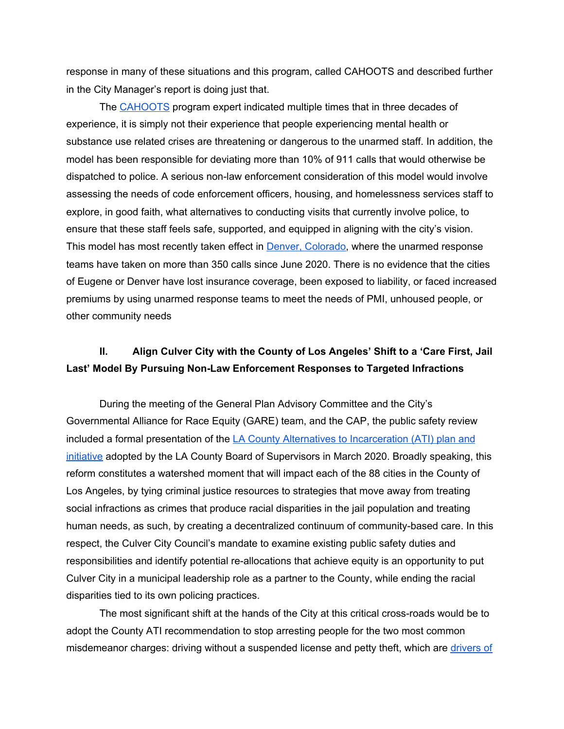response in many of these situations and this program, called CAHOOTS and described further in the City Manager's report is doing just that.

The CAHOOTS program expert indicated multiple times that in three decades of experience, it is simply not their experience that people experiencing mental health or substance use related crises are threatening or dangerous to the unarmed staff. In addition, the model has been responsible for deviating more than 10% of 911 calls that would otherwise be dispatched to police. A serious non-law enforcement consideration of this model would involve assessing the needs of code enforcement officers, housing, and homelessness services staff to explore, in good faith, what alternatives to conducting visits that currently involve police, to ensure that these staff feels safe, supported, and equipped in aligning with the city's vision. This model has most recently taken effect in Denver, Colorado, where the unarmed response teams have taken on more than 350 calls since June 2020. There is no evidence that the cities of Eugene or Denver have lost insurance coverage, been exposed to liability, or faced increased premiums by using unarmed response teams to meet the needs of PMI, unhoused people, or other community needs

### II. Align Culver City with the County of Los Angeles' Shift to a 'Care First, Jail Last' Model By Pursuing Non-Law Enforcement Responses to Targeted Infractions

During the meeting of the General Plan Advisory Committee and the City's Governmental Alliance for Race Equity (GARE) team, and the CAP, the public safety review included a formal presentation of the LA County Alternatives to Incarceration (ATI) plan and initiative adopted by the LA County Board of Supervisors in March 2020. Broadly speaking, this reform constitutes a watershed moment that will impact each of the 88 cities in the County of Los Angeles, by tying criminal justice resources to strategies that move away from treating social infractions as crimes that produce racial disparities in the jail population and treating human needs, as such, by creating a decentralized continuum of community-based care. In this respect, the Culver City Council's mandate to examine existing public safety duties and responsibilities and identify potential re-allocations that achieve equity is an opportunity to put Culver City in a municipal leadership role as a partner to the County, while ending the racial disparities tied to its own policing practices.

The most significant shift at the hands of the City at this critical cross-roads would be to adopt the County ATI recommendation to stop arresting people for the two most common misdemeanor charges: driving without a suspended license and petty theft, which are drivers of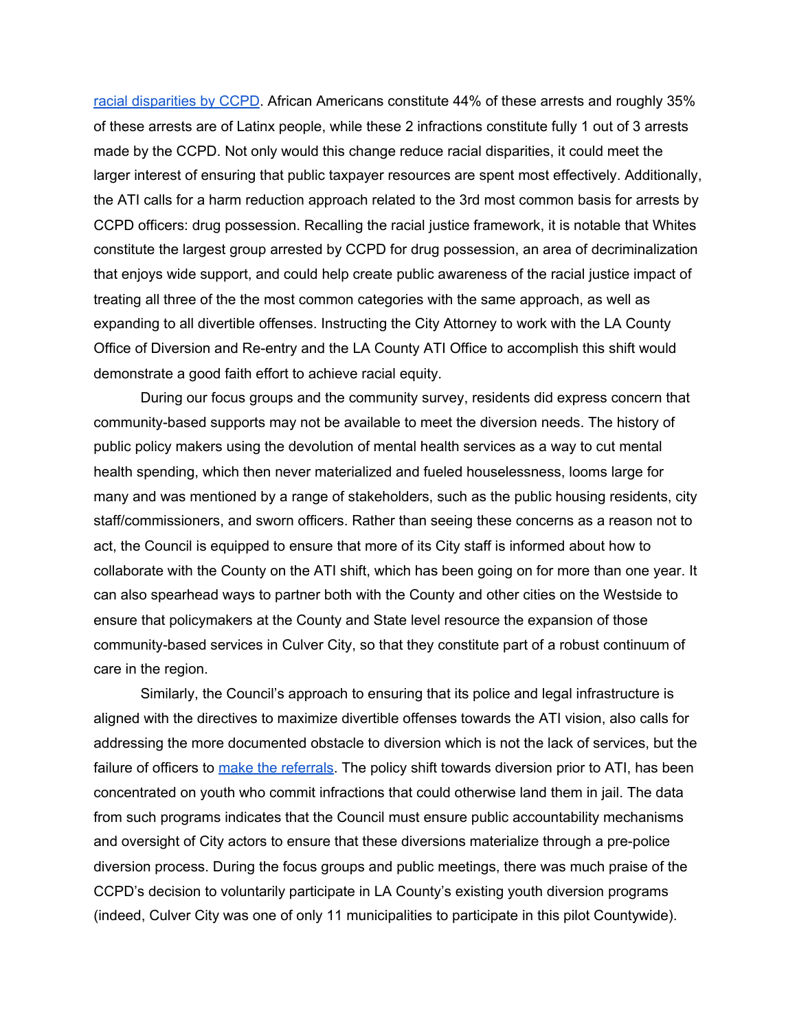[racial disparities by CCPD](). African Americans constitute 44% of these arrests and roughly 35% of these arrests are of Latinx people, while these 2 infractions constitute fully 1 out of 3 arrests made by the CCPD. Not only would this change reduce racial disparities, it could meet the larger interest of ensuring that public taxpayer resources are spent most effectively. Additionally, the ATI calls for a harm reduction approach related to the 3rd most common basis for arrests by CCPD officers: drug possession. Recalling the racial justice framework, it is notable that Whites constitute the largest group arrested by CCPD for drug possession, an area of decriminalization that enjoys wide support, and could help create public awareness of the racial justice impact of treating all three of the the most common categories with the same approach, as well as expanding to all divertible offenses. Instructing the City Attorney to work with the LA County Office of Diversion and Re-entry and the LA County ATI Office to accomplish this shift would demonstrate a good faith effort to achieve racial equity.

During our focus groups and the community survey, residents did express concern that community-based supports may not be available to meet the diversion needs. The history of public policy makers using the devolution of mental health services as a way to cut mental health spending, which then never materialized and fueled houselessness, looms large for many and was mentioned by a range of stakeholders, such as the public housing residents, city staff/commissioners, and sworn officers. Rather than seeing these concerns as a reason not to act, the Council is equipped to ensure that more of its City staff is informed about how to collaborate with the County on the ATI shift, which has been going on for more than one year. It can also spearhead ways to partner both with the County and other cities on the Westside to ensure that policymakers at the County and State level resource the expansion of those community-based services in Culver City, so that they constitute part of a robust continuum of care in the region.

Similarly, the Council's approach to ensuring that its police and legal infrastructure is aligned with the directives to maximize divertible offenses towards the ATI vision, also calls for addressing the more documented obstacle to diversion which is not the lack of services, but the failure of officers to [make the referrals](). The policy shift towards diversion prior to ATI, has been concentrated on youth who commit infractions that could otherwise land them in jail. The data from such programs indicates that the Council must ensure public accountability mechanisms and oversight of City actors to ensure that these diversions materialize through a pre-police diversion process. During the focus groups and public meetings, there was much praise of the CCPD's decision to voluntarily participate in LA County's existing youth diversion programs (indeed, Culver City was one of only 11 municipalities to participate in this pilot Countywide).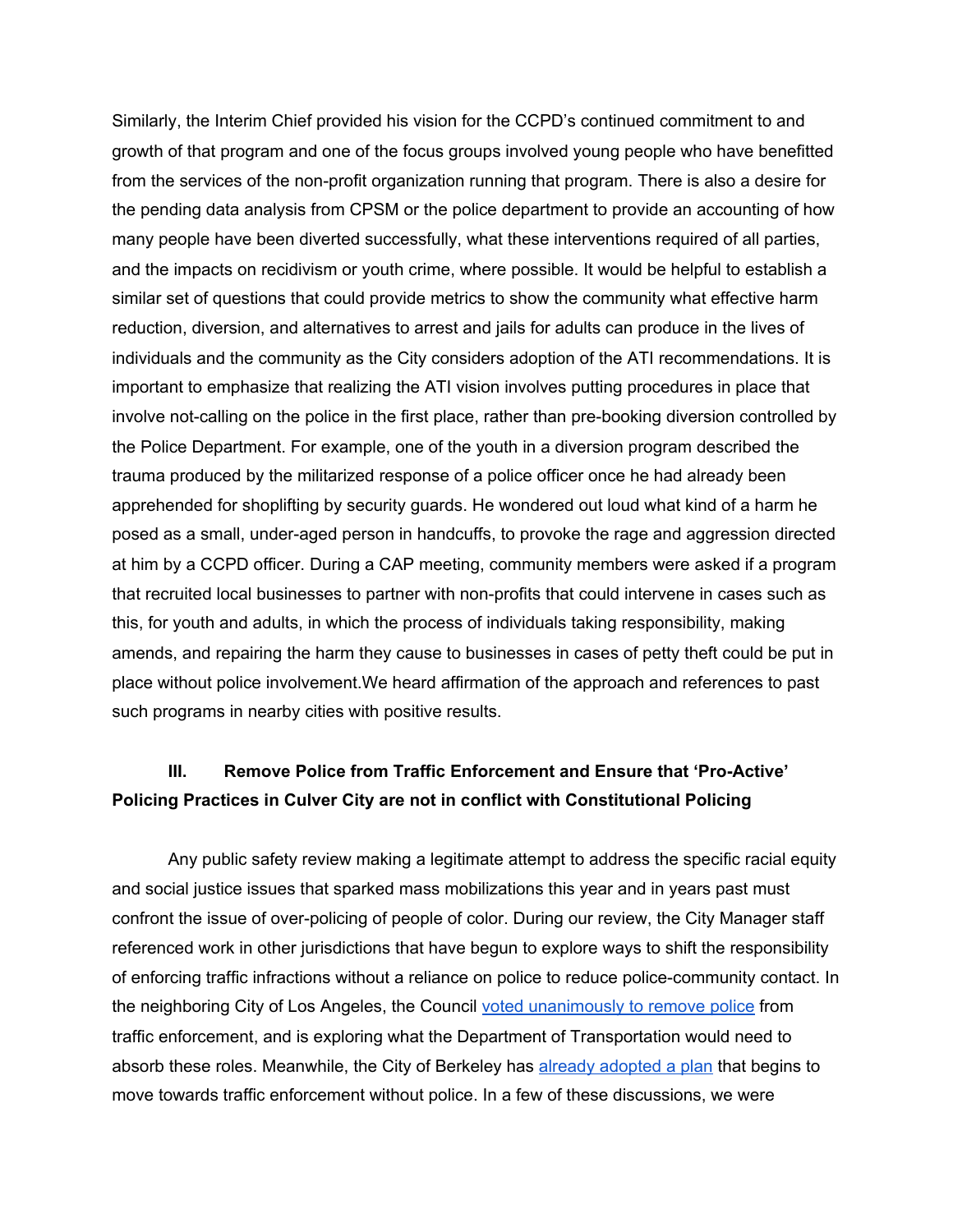Similarly, the Interim Chief provided his vision for the CCPD's continued commitment to and growth of that program and one of the focus groups involved young people who have benefitted from the services of the non-profit organization running that program. There is also a desire for the pending data analysis from CPSM or the police department to provide an accounting of how many people have been diverted successfully, what these interventions required of all parties, and the impacts on recidivism or youth crime, where possible. It would be helpful to establish a similar set of questions that could provide metrics to show the community what effective harm reduction, diversion, and alternatives to arrest and jails for adults can produce in the lives of individuals and the community as the City considers adoption of the ATI recommendations. It is important to emphasize that realizing the ATI vision involves putting procedures in place that involve not-calling on the police in the first place, rather than pre-booking diversion controlled by the Police Department. For example, one of the youth in a diversion program described the trauma produced by the militarized response of a police officer once he had already been apprehended for shoplifting by security guards. He wondered out loud what kind of a harm he posed as a small, under-aged person in handcuffs, to provoke the rage and aggression directed at him by a CCPD officer. During a CAP meeting, community members were asked if a program that recruited local businesses to partner with non-profits that could intervene in cases such as this, for youth and adults, in which the process of individuals taking responsibility, making amends, and repairing the harm they cause to businesses in cases of petty theft could be put in place without police involvement.We heard affirmation of the approach and references to past such programs in nearby cities with positive results.

### III. Remove Police from Traffic Enforcement and Ensure that 'Pro-Active' Policing Practices in Culver City are not in conflict with Constitutional Policing

Any public safety review making a legitimate attempt to address the specific racial equity and social justice issues that sparked mass mobilizations this year and in years past must confront the issue of over-policing of people of color. During our review, the City Manager staff referenced work in other jurisdictions that have begun to explore ways to shift the responsibility of enforcing traffic infractions without a reliance on police to reduce police-community contact. In the neighboring City of Los Angeles, the Council voted unanimously to remove police from traffic enforcement, and is exploring what the Department of Transportation would need to absorb these roles. Meanwhile, the City of Berkeley has already adopted a plan that begins to move towards traffic enforcement without police. In a few of these discussions, we were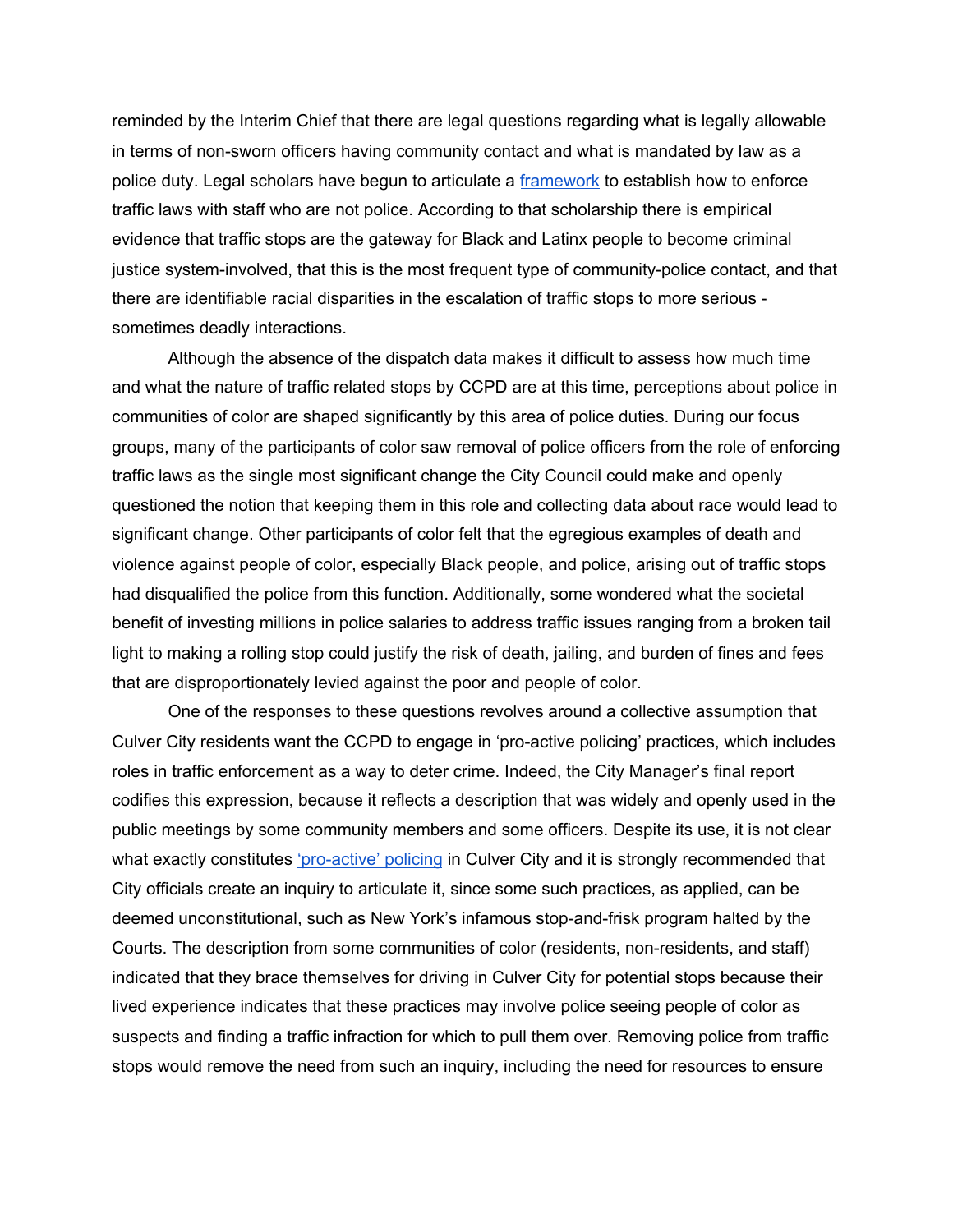reminded by the Interim Chief that there are legal questions regarding what is legally allowable in terms of non-sworn officers having community contact and what is mandated by law as a police duty. Legal scholars have begun to articulate a framework to establish how to enforce traffic laws with staff who are not police. According to that scholarship there is empirical evidence that traffic stops are the gateway for Black and Latinx people to become criminal justice system-involved, that this is the most frequent type of community-police contact, and that there are identifiable racial disparities in the escalation of traffic stops to more serious - sometimes deadly interactions.

Although the absence of the dispatch data makes it difficult to assess how much time and what the nature of traffic related stops by CCPD are at this time, perceptions about police in communities of color are shaped significantly by this area of police duties. During our focus groups, many of the participants of color saw removal of police officers from the role of enforcing traffic laws as the single most significant change the City Council could make and openly questioned the notion that keeping them in this role and collecting data about race would lead to significant change. Other participants of color felt that the egregious examples of death and violence against people of color, especially Black people, and police, arising out of traffic stops had disqualified the police from this function. Additionally, some wondered what the societal benefit of investing millions in police salaries to address traffic issues ranging from a broken tail light to making a rolling stop could justify the risk of death, jailing, and burden of fines and fees that are disproportionately levied against the poor and people of color.

One of the responses to these questions revolves around a collective assumption that Culver City residents want the CCPD to engage in 'pro-active policing' practices, which includes roles in traffic enforcement as a way to deter crime. Indeed, the City Manager's final report codifies this expression, because it reflects a description that was widely and openly used in the public meetings by some community members and some officers. Despite its use, it is not clear what exactly constitutes 'pro-active' policing in Culver City and it is strongly recommended that City officials create an inquiry to articulate it, since some such practices, as applied, can be deemed unconstitutional, such as New York's infamous stop-and-frisk program halted by the Courts. The description from some communities of color (residents, non-residents, and staff) indicated that they brace themselves for driving in Culver City for potential stops because their lived experience indicates that these practices may involve police seeing people of color as suspects and finding a traffic infraction for which to pull them over. Removing police from traffic stops would remove the need from such an inquiry, including the need for resources to ensure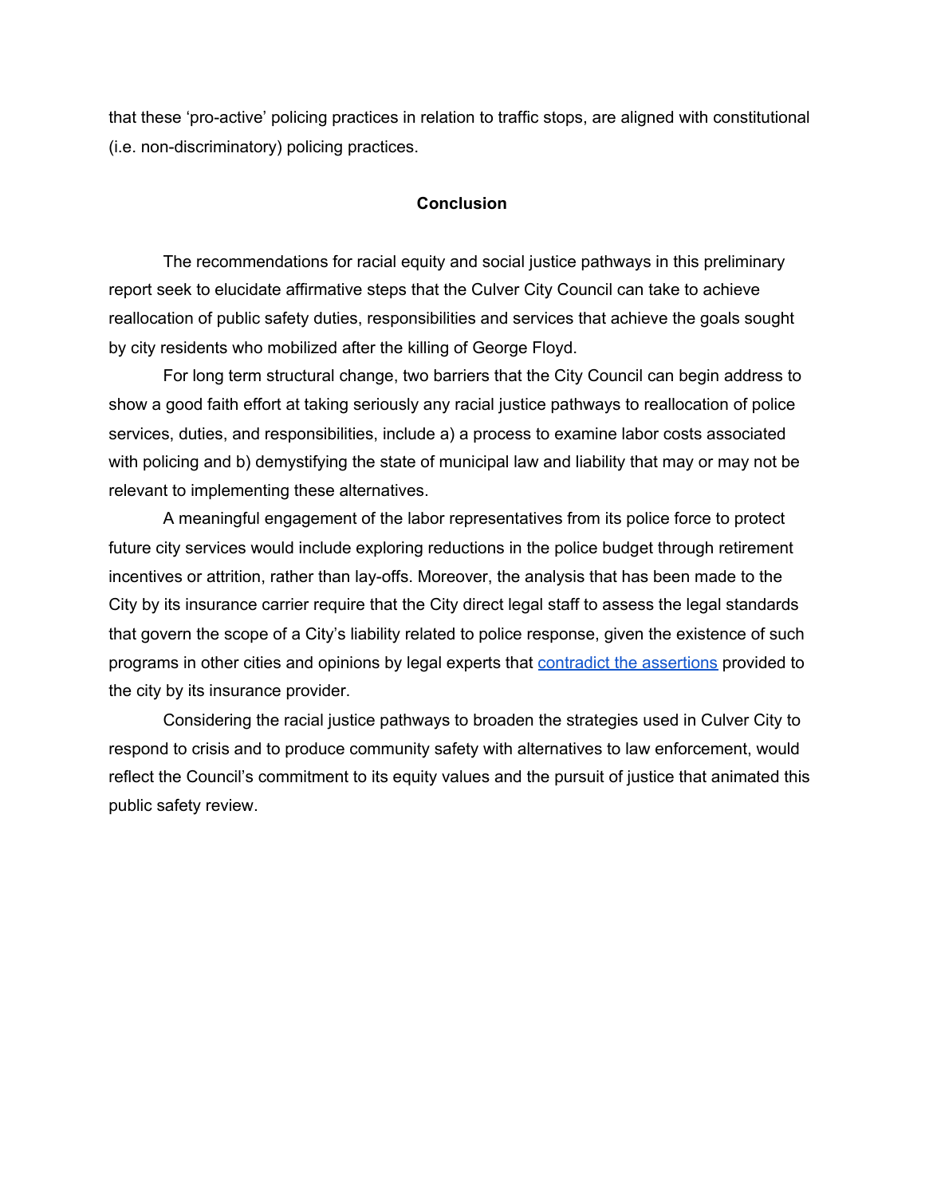that these 'pro-active' policing practices in relation to traffic stops, are aligned with constitutional (i.e. non-discriminatory) policing practices.

## Conclusion

The recommendations for racial equity and social justice pathways in this preliminary report seek to elucidate affirmative steps that the Culver City Council can take to achieve reallocation of public safety duties, responsibilities and services that achieve the goals sought by city residents who mobilized after the killing of George Floyd.

For long term structural change, two barriers that the City Council can begin address to show a good faith effort at taking seriously any racial justice pathways to reallocation of police services, duties, and responsibilities, include a) a process to examine labor costs associated with policing and b) demystifying the state of municipal law and liability that may or may not be relevant to implementing these alternatives.

A meaningful engagement of the labor representatives from its police force to protect future city services would include exploring reductions in the police budget through retirement incentives or attrition, rather than lay-offs. Moreover, the analysis that has been made to the City by its insurance carrier require that the City direct legal staff to assess the legal standards that govern the scope of a City's liability related to police response, given the existence of such programs in other cities and opinions by legal experts that contradict the assertions provided to the city by its insurance provider.

Considering the racial justice pathways to broaden the strategies used in Culver City to respond to crisis and to produce community safety with alternatives to law enforcement, would reflect the Council's commitment to its equity values and the pursuit of justice that animated this public safety review.